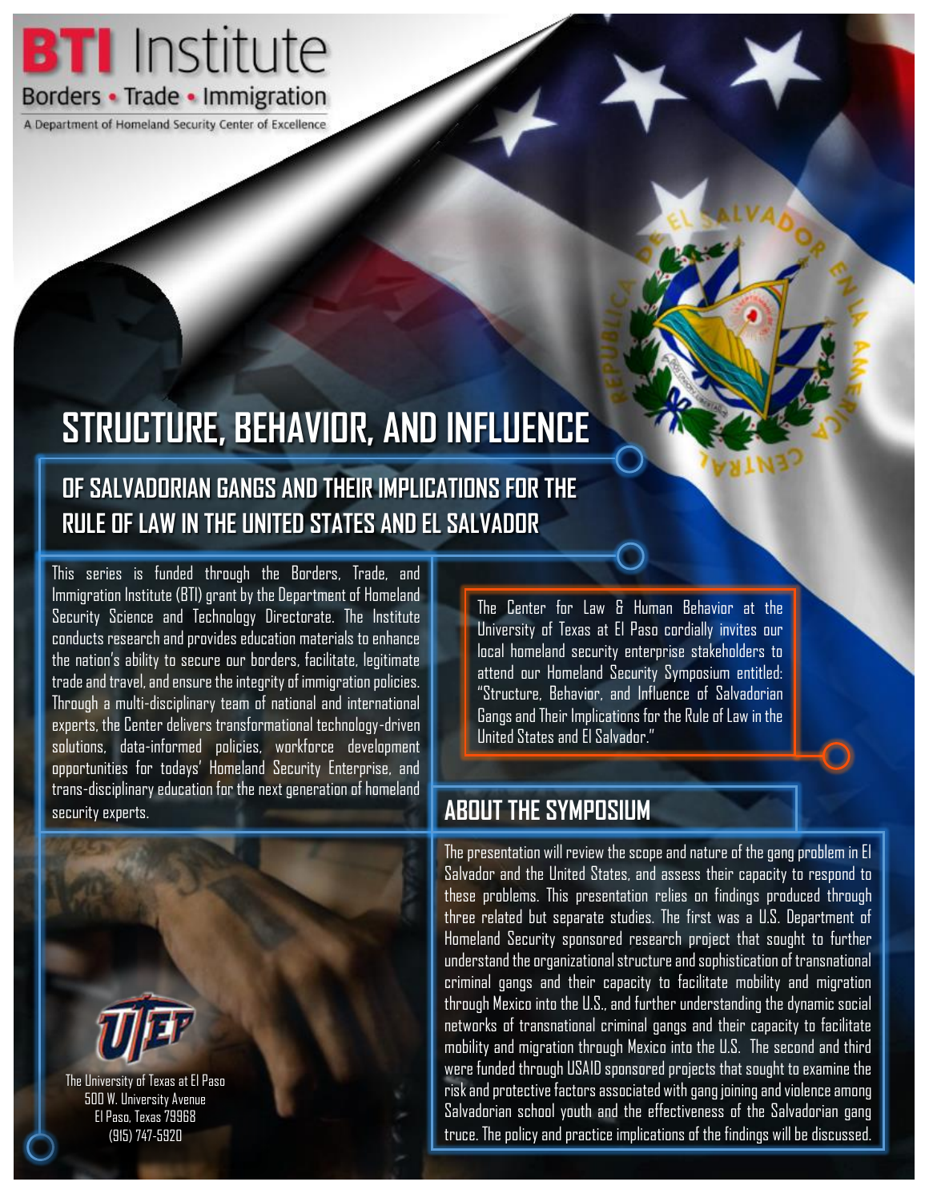**BTI Institute**

Borders • Trade • Immigration

A Department of Homeland Security Center of Excellence

# STRUCTURE, BEHAVIOR, AND INFLUENCE

## OF SALVADORIAN GANGS AND THEIR IMPLICATIONS FOR THE RULE OF LAW IN THE UNITED STATES AND EL SALVADOR

This series is funded through the Borders, Trade, and Immigration Institute (BTI) grant by the Department of Homeland Security Science and Technology Directorate. The Institute conducts research and provides education materials to enhance the nation's ability to secure our borders, facilitate, legitimate trade and travel, and ensure the integrity of immigration policies. Through a multi-disciplinary team of national and international experts, the Center delivers transformational technology-driven solutions, data-informed policies, workforce development opportunities for todays' Homeland Security Enterprise, and trans-disciplinary education for the next generation of homeland security experts.

The Center for Law & Human Behavior at the University of Texas at El Paso cordially invites our local homeland security enterprise stakeholders to attend our Homeland Security Symposium entitled: "Structure, Behavior, and Influence of Salvadorian Gangs and Their Implications for the Rule of Law in the United States and El Salvador."

## ABOUT THE SYMPOSIUM

The presentation will review the scope and nature of the gang problem in El Salvador and the United States, and assess their capacity to respond to these problems. This presentation relies on findings produced through three related but separate studies. The first was a U.S. Department of Homeland Security sponsored research project that sought to further understand the organizational structure and sophistication of transnational criminal gangs and their capacity to facilitate mobility and migration through Mexico into the U.S., and further understanding the dynamic social networks of transnational criminal gangs and their capacity to facilitate mobility and migration through Mexico into the U.S. The second and third were funded through USAID sponsored projects that sought to examine the risk and protective factors associated with gang joining and violence among Salvadorian school youth and the effectiveness of the Salvadorian gang truce. The policy and practice implications of the findings will be discussed.

The University of Texas at El Paso
500 W. University Avenue
El Paso, Texas 79968
(915) 747-5920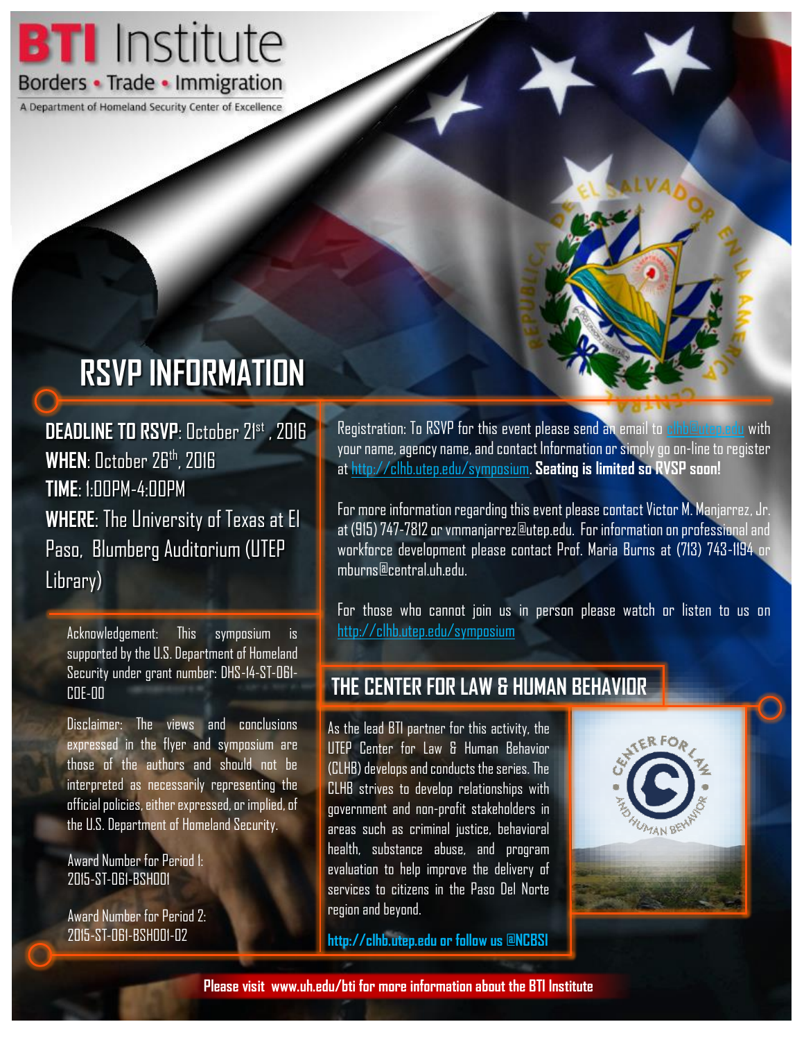# BTI Institute

Borders • Trade • Immigration

A Department of Homeland Security Center of Excellence

## RSVP INFORMATION

**DEADLINE TO RSVP**: October 21st , 2016

**WHEN**: October 26th, 2016

**TIME**: 1:00PM-4:00PM

**WHERE**: The University of Texas at El Paso, Blumberg Auditorium (UTEP Library)

Registration: To RSVP for this event please send an email to clhb@utep.edu with your name, agency name, and contact Information or simply go on-line to register at http://clhb.utep.edu/symposium. **Seating is limited so RVSP soon!**

For more information regarding this event please contact Victor M. Manjarrez, Jr. at (915) 747-7812 or vmmanjarrez@utep.edu. For information on professional and workforce development please contact Prof. Maria Burns at (713) 743-1194 or mburns@central.uh.edu.

For those who cannot join us in person please watch or listen to us on http://clhb.utep.edu/symposium

Acknowledgement: This symposium is supported by the U.S. Department of Homeland Security under grant number: DHS-14-ST-061-COE-00

Disclaimer: The views and conclusions expressed in the flyer and symposium are those of the authors and should not be interpreted as necessarily representing the official policies, either expressed, or implied, of the U.S. Department of Homeland Security.

Award Number for Period 1: 2015-ST-061-BSH001

Award Number for Period 2: 2015-ST-061-BSH001-02

## THE CENTER FOR LAW & HUMAN BEHAVIOR

As the lead BTI partner for this activity, the UTEP Center for Law & Human Behavior (CLHB) develops and conducts the series. The CLHB strives to develop relationships with government and non-profit stakeholders in areas such as criminal justice, behavioral health, substance abuse, and program evaluation to help improve the delivery of services to citizens in the Paso Del Norte region and beyond.

**http://clhb.utep.edu or follow us @NCBSI**

**Please visit www.uh.edu/bti for more information about the BTI Institute**